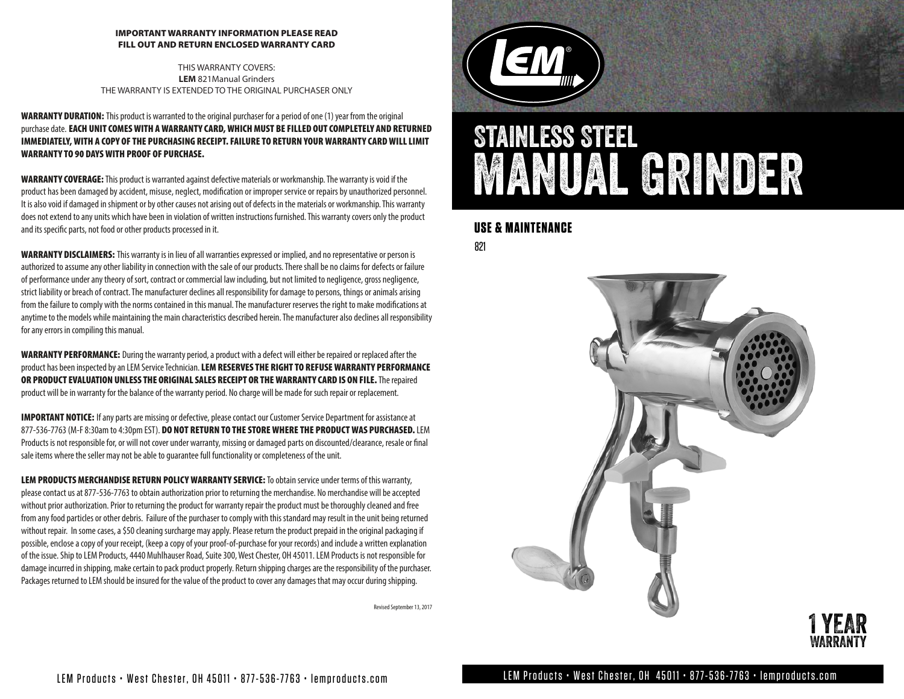**IMPORTANT WARRANTY INFORMATION PLEASE READ**
**FILL OUT AND RETURN ENCLOSED WARRANTY CARD**

THIS WARRANTY COVERS:
**LEM** 821Manual Grinders
THE WARRANTY IS EXTENDED TO THE ORIGINAL PURCHASER ONLY

**WARRANTY DURATION:** This product is warranted to the original purchaser for a period of one (1) year from the original purchase date. **EACH UNIT COMES WITH A WARRANTY CARD, WHICH MUST BE FILLED OUT COMPLETELY AND RETURNED IMMEDIATELY, WITH A COPY OF THE PURCHASING RECEIPT. FAILURE TO RETURN YOUR WARRANTY CARD WILL LIMIT WARRANTY TO 90 DAYS WITH PROOF OF PURCHASE.**

**WARRANTY COVERAGE:** This product is warranted against defective materials or workmanship. The warranty is void if the product has been damaged by accident, misuse, neglect, modification or improper service or repairs by unauthorized personnel. It is also void if damaged in shipment or by other causes not arising out of defects in the materials or workmanship. This warranty does not extend to any units which have been in violation of written instructions furnished. This warranty covers only the product and its specific parts, not food or other products processed in it.

**WARRANTY DISCLAIMERS:** This warranty is in lieu of all warranties expressed or implied, and no representative or person is authorized to assume any other liability in connection with the sale of our products. There shall be no claims for defects or failure of performance under any theory of sort, contract or commercial law including, but not limited to negligence, gross negligence, strict liability or breach of contract. The manufacturer declines all responsibility for damage to persons, things or animals arising from the failure to comply with the norms contained in this manual. The manufacturer reserves the right to make modifications at anytime to the models while maintaining the main characteristics described herein. The manufacturer also declines all responsibility for any errors in compiling this manual.

**WARRANTY PERFORMANCE:** During the warranty period, a product with a defect will either be repaired or replaced after the product has been inspected by an LEM Service Technician. **LEM RESERVES THE RIGHT TO REFUSE WARRANTY PERFORMANCE OR PRODUCT EVALUATION UNLESS THE ORIGINAL SALES RECEIPT OR THE WARRANTY CARD IS ON FILE.** The repaired product will be in warranty for the balance of the warranty period. No charge will be made for such repair or replacement.

**IMPORTANT NOTICE:** If any parts are missing or defective, please contact our Customer Service Department for assistance at 877-536-7763 (M-F 8:30am to 4:30pm EST). **DO NOT RETURN TO THE STORE WHERE THE PRODUCT WAS PURCHASED.** LEM Products is not responsible for, or will not cover under warranty, missing or damaged parts on discounted/clearance, resale or final sale items where the seller may not be able to guarantee full functionality or completeness of the unit.

**LEM PRODUCTS MERCHANDISE RETURN POLICY WARRANTY SERVICE:** To obtain service under terms of this warranty, please contact us at 877-536-7763 to obtain authorization prior to returning the merchandise. No merchandise will be accepted without prior authorization. Prior to returning the product for warranty repair the product must be thoroughly cleaned and free from any food particles or other debris. Failure of the purchaser to comply with this standard may result in the unit being returned without repair. In some cases, a $50 cleaning surcharge may apply. Please return the product prepaid in the original packaging if possible, enclose a copy of your receipt, (keep a copy of your proof-of-purchase for your records) and include a written explanation of the issue. Ship to LEM Products, 4440 Muhlhauser Road, Suite 300, West Chester, OH 45011. LEM Products is not responsible for damage incurred in shipping, make certain to pack product properly. Return shipping charges are the responsibility of the purchaser. Packages returned to LEM should be insured for the value of the product to cover any damages that may occur during shipping.

Revised September 13, 2017

LEM Products • West Chester, OH 45011 • 877-536-7763 • lemproducts.com

LEM®

# STAINLESS STEEL MANUAL GRINDER

## USE & MAINTENANCE

821

1 YEAR WARRANTY

LEM Products • West Chester, OH 45011 • 877-536-7763 • lemproducts.com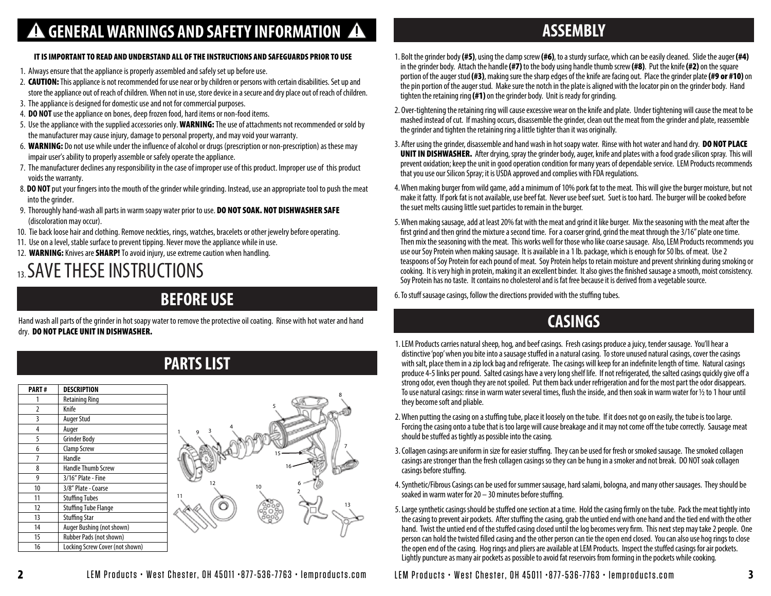# ⚠ GENERAL WARNINGS AND SAFETY INFORMATION ⚠

**IT IS IMPORTANT TO READ AND UNDERSTAND ALL OF THE INSTRUCTIONS AND SAFEGUARDS PRIOR TO USE**

1. Always ensure that the appliance is properly assembled and safely set up before use.
2. **CAUTION:** This appliance is not recommended for use near or by children or persons with certain disabilities. Set up and store the appliance out of reach of children. When not in use, store device in a secure and dry place out of reach of children.
3. The appliance is designed for domestic use and not for commercial purposes.
4. **DO NOT** use the appliance on bones, deep frozen food, hard items or non-food items.
5. Use the appliance with the supplied accessories only. **WARNING:** The use of attachments not recommended or sold by the manufacturer may cause injury, damage to personal property, and may void your warranty.
6. **WARNING:** Do not use while under the influence of alcohol or drugs (prescription or non-prescription) as these may impair user's ability to properly assemble or safely operate the appliance.
7. The manufacturer declines any responsibility in the case of improper use of this product. Improper use of this product voids the warranty.
8. **DO NOT** put your fingers into the mouth of the grinder while grinding. Instead, use an appropriate tool to push the meat into the grinder.
9. Thoroughly hand-wash all parts in warm soapy water prior to use. **DO NOT SOAK. NOT DISHWASHER SAFE** (discoloration may occur).
10. Tie back loose hair and clothing. Remove neckties, rings, watches, bracelets or other jewelry before operating.
11. Use on a level, stable surface to prevent tipping. Never move the appliance while in use.
12. **WARNING:** Knives are **SHARP!** To avoid injury, use extreme caution when handling.
13. SAVE THESE INSTRUCTIONS

# BEFORE USE

Hand wash all parts of the grinder in hot soapy water to remove the protective oil coating. Rinse with hot water and hand dry. **DO NOT PLACE UNIT IN DISHWASHER.**

# PARTS LIST

| PART # | DESCRIPTION |
|---|---|
| 1 | Retaining Ring |
| 2 | Knife |
| 3 | Auger Stud |
| 4 | Auger |
| 5 | Grinder Body |
| 6 | Clamp Screw |
| 7 | Handle |
| 8 | Handle Thumb Screw |
| 9 | 3/16" Plate - Fine |
| 10 | 3/8" Plate - Coarse |
| 11 | Stuffing Tubes |
| 12 | Stuffing Tube Flange |
| 13 | Stuffing Star |
| 14 | Auger Bushing (not shown) |
| 15 | Rubber Pads (not shown) |
| 16 | Locking Screw Cover (not shown) |

# ASSEMBLY

1. Bolt the grinder body **(#5)**, using the clamp screw **(#6)**, to a sturdy surface, which can be easily cleaned. Slide the auger **(#4)** in the grinder body. Attach the handle **(#7)** to the body using handle thumb screw **(#8)**. Put the knife **(#2)** on the square portion of the auger stud **(#3)**, making sure the sharp edges of the knife are facing out. Place the grinder plate **(#9 or #10)** on the pin portion of the auger stud. Make sure the notch in the plate is aligned with the locator pin on the grinder body. Hand tighten the retaining ring **(#1)** on the grinder body. Unit is ready for grinding.
2. Over-tightening the retaining ring will cause excessive wear on the knife and plate. Under tightening will cause the meat to be mashed instead of cut. If mashing occurs, disassemble the grinder, clean out the meat from the grinder and plate, reassemble the grinder and tighten the retaining ring a little tighter than it was originally.
3. After using the grinder, disassemble and hand wash in hot soapy water. Rinse with hot water and hand dry. **DO NOT PLACE UNIT IN DISHWASHER.** After drying, spray the grinder body, auger, knife and plates with a food grade silicon spray. This will prevent oxidation; keep the unit in good operation condition for many years of dependable service. LEM Products recommends that you use our Silicon Spray; it is USDA approved and complies with FDA regulations.
4. When making burger from wild game, add a minimum of 10% pork fat to the meat. This will give the burger moisture, but not make it fatty. If pork fat is not available, use beef fat. Never use beef suet. Suet is too hard. The burger will be cooked before the suet melts causing little suet particles to remain in the burger.
5. When making sausage, add at least 20% fat with the meat and grind it like burger. Mix the seasoning with the meat after the first grind and then grind the mixture a second time. For a coarser grind, grind the meat through the 3/16" plate one time. Then mix the seasoning with the meat. This works well for those who like coarse sausage. Also, LEM Products recommends you use our Soy Protein when making sausage. It is available in a 1 lb. package, which is enough for 50 lbs. of meat. Use 2 teaspoons of Soy Protein for each pound of meat. Soy Protein helps to retain moisture and prevent shrinking during smoking or cooking. It is very high in protein, making it an excellent binder. It also gives the finished sausage a smooth, moist consistency. Soy Protein has no taste. It contains no cholesterol and is fat free because it is derived from a vegetable source.
6. To stuff sausage casings, follow the directions provided with the stuffing tubes.

# CASINGS

1. LEM Products carries natural sheep, hog, and beef casings. Fresh casings produce a juicy, tender sausage. You'll hear a distinctive 'pop' when you bite into a sausage stuffed in a natural casing. To store unused natural casings, cover the casings with salt, place them in a zip lock bag and refrigerate. The casings will keep for an indefinite length of time. Natural casings produce 4-5 links per pound. Salted casings have a very long shelf life. If not refrigerated, the salted casings quickly give off a strong odor, even though they are not spoiled. Put them back under refrigeration and for the most part the odor disappears. To use natural casings: rinse in warm water several times, flush the inside, and then soak in warm water for ½ to 1 hour until they become soft and pliable.
2. When putting the casing on a stuffing tube, place it loosely on the tube. If it does not go on easily, the tube is too large. Forcing the casing onto a tube that is too large will cause breakage and it may not come off the tube correctly. Sausage meat should be stuffed as tightly as possible into the casing.
3. Collagen casings are uniform in size for easier stuffing. They can be used for fresh or smoked sausage. The smoked collagen casings are stronger than the fresh collagen casings so they can be hung in a smoker and not break. DO NOT soak collagen casings before stuffing.
4. Synthetic/Fibrous Casings can be used for summer sausage, hard salami, bologna, and many other sausages. They should be soaked in warm water for 20 – 30 minutes before stuffing.
5. Large synthetic casings should be stuffed one section at a time. Hold the casing firmly on the tube. Pack the meat tightly into the casing to prevent air pockets. After stuffing the casing, grab the untied end with one hand and the tied end with the other hand. Twist the untied end of the stuffed casing closed until the log becomes very firm. This next step may take 2 people. One person can hold the twisted filled casing and the other person can tie the open end closed. You can also use hog rings to close the open end of the casing. Hog rings and pliers are available at LEM Products. Inspect the stuffed casings for air pockets. Lightly puncture as many air pockets as possible to avoid fat reservoirs from forming in the pockets while cooking.